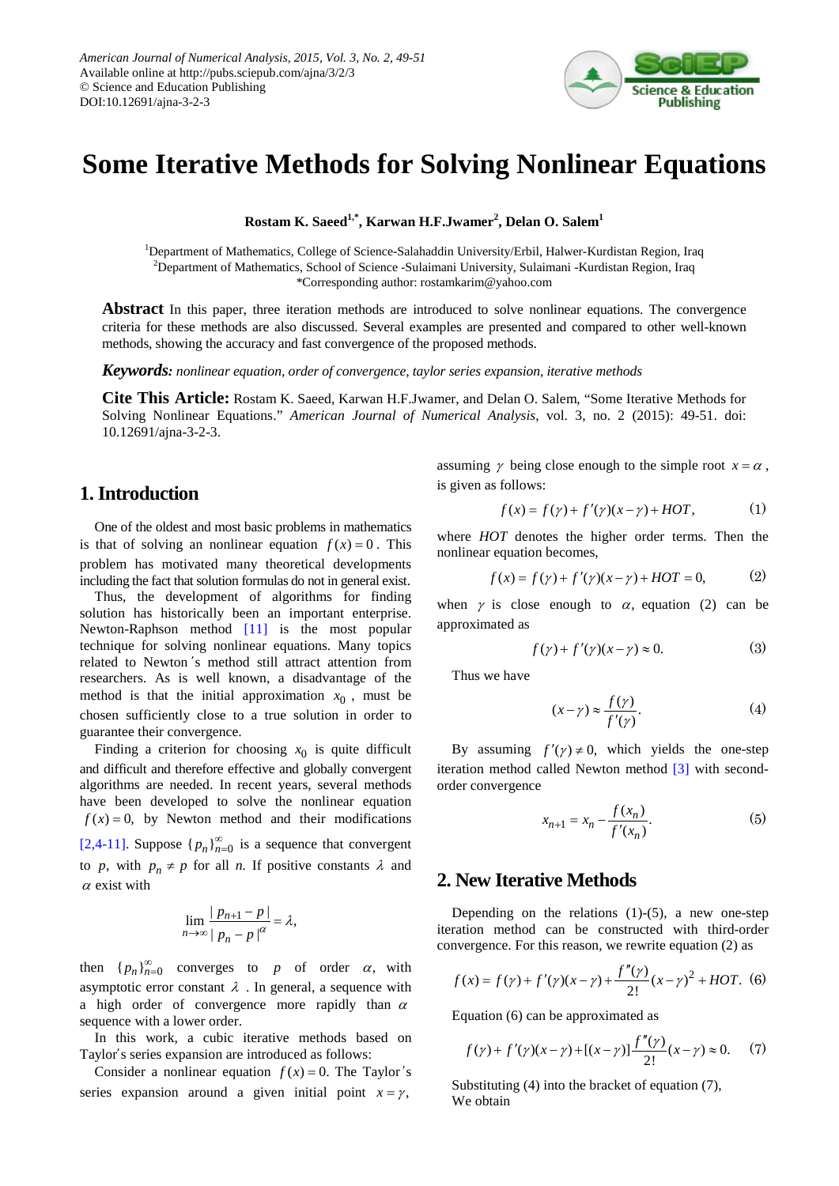American Journal of Numerical Analysis, 2015, Vol. 3, No. 2, 49-51
Available online at http://pubs.sciepub.com/ajna/3/2/3
© Science and Education Publishing
DOI:10.12691/ajna-3-2-3

# Some Iterative Methods for Solving Nonlinear Equations

**Rostam K. Saeed[1,*], Karwan H.F.Jwamer[2], Delan O. Salem[1]**

[1]Department of Mathematics, College of Science-Salahaddin University/Erbil, Halwer-Kurdistan Region, Iraq
[2]Department of Mathematics, School of Science -Sulaimani University, Sulaimani -Kurdistan Region, Iraq
*Corresponding author: rostamkarim@yahoo.com

**Abstract** In this paper, three iteration methods are introduced to solve nonlinear equations. The convergence criteria for these methods are also discussed. Several examples are presented and compared to other well-known methods, showing the accuracy and fast convergence of the proposed methods.

***Keywords:*** *nonlinear equation, order of convergence, taylor series expansion, iterative methods*

**Cite This Article:** Rostam K. Saeed, Karwan H.F.Jwamer, and Delan O. Salem, "Some Iterative Methods for Solving Nonlinear Equations." *American Journal of Numerical Analysis*, vol. 3, no. 2 (2015): 49-51. doi: 10.12691/ajna-3-2-3.

## 1. Introduction

One of the oldest and most basic problems in mathematics is that of solving an nonlinear equation $f(x)=0$. This problem has motivated many theoretical developments including the fact that solution formulas do not in general exist.

Thus, the development of algorithms for finding solution has historically been an important enterprise. Newton-Raphson method [11] is the most popular technique for solving nonlinear equations. Many topics related to Newton's method still attract attention from researchers. As is well known, a disadvantage of the method is that the initial approximation $x_0$, must be chosen sufficiently close to a true solution in order to guarantee their convergence.

Finding a criterion for choosing $x_0$ is quite difficult and difficult and therefore effective and globally convergent algorithms are needed. In recent years, several methods have been developed to solve the nonlinear equation $f(x)=0$, by Newton method and their modifications [2,4-11]. Suppose $\{p_n\}_{n=0}^{\infty}$ is a sequence that convergent to $p$, with $p_n \neq p$ for all $n$. If positive constants $\lambda$ and $\alpha$ exist with

$$\lim_{n\to\infty} \frac{|p_{n+1}-p|}{|p_n-p|^{\alpha}} = \lambda,$$

then $\{p_n\}_{n=0}^{\infty}$ converges to $p$ of order $\alpha$, with asymptotic error constant $\lambda$. In general, a sequence with a high order of convergence more rapidly than $\alpha$ sequence with a lower order.

In this work, a cubic iterative methods based on Taylor's series expansion are introduced as follows:

Consider a nonlinear equation $f(x)=0$. The Taylor's series expansion around a given initial point $x=\gamma$, assuming $\gamma$ being close enough to the simple root $x=\alpha$, is given as follows:

$$f(x)=f(\gamma)+f'(\gamma)(x-\gamma)+HOT, \tag{1}$$

where $HOT$ denotes the higher order terms. Then the nonlinear equation becomes,

$$f(x)=f(\gamma)+f'(\gamma)(x-\gamma)+HOT=0, \tag{2}$$

when $\gamma$ is close enough to $\alpha$, equation (2) can be approximated as

$$f(\gamma)+f'(\gamma)(x-\gamma)\approx 0. \tag{3}$$

Thus we have

$$(x-\gamma)\approx \frac{f(\gamma)}{f'(\gamma)}. \tag{4}$$

By assuming $f'(\gamma)\neq 0$, which yields the one-step iteration method called Newton method [3] with second-order convergence

$$x_{n+1}=x_n-\frac{f(x_n)}{f'(x_n)}. \tag{5}$$

## 2. New Iterative Methods

Depending on the relations (1)-(5), a new one-step iteration method can be constructed with third-order convergence. For this reason, we rewrite equation (2) as

$$f(x)=f(\gamma)+f'(\gamma)(x-\gamma)+\frac{f''(\gamma)}{2!}(x-\gamma)^2+HOT. \tag{6}$$

Equation (6) can be approximated as

$$f(\gamma)+f'(\gamma)(x-\gamma)+[(x-\gamma)]\frac{f''(\gamma)}{2!}(x-\gamma)\approx 0. \tag{7}$$

Substituting (4) into the bracket of equation (7),
We obtain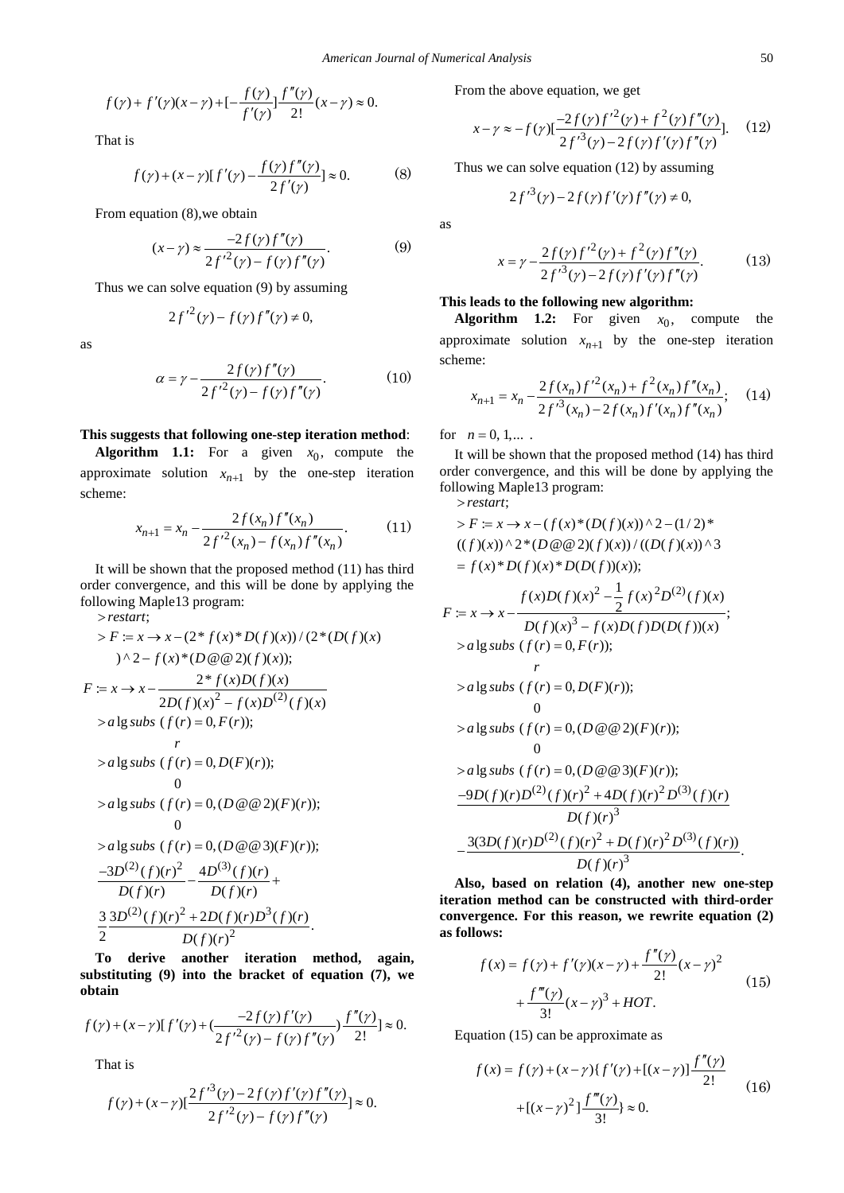$$f(\gamma)+f'(\gamma)(x-\gamma)+[-\frac{f(\gamma)}{f'(\gamma)}]\frac{f''(\gamma)}{2!}(x-\gamma)\approx 0.$$

That is

$$f(\gamma)+(x-\gamma)[f'(\gamma)-\frac{f(\gamma)f''(\gamma)}{2f'(\gamma)}]\approx 0. \tag{8}$$

From equation (8),we obtain

$$(x-\gamma)\approx\frac{-2f(\gamma)f''(\gamma)}{2f'^2(\gamma)-f(\gamma)f''(\gamma)}. \tag{9}$$

Thus we can solve equation (9) by assuming

$$2f'^2(\gamma)-f(\gamma)f''(\gamma)\neq 0,$$

as

$$\alpha=\gamma-\frac{2f(\gamma)f''(\gamma)}{2f'^2(\gamma)-f(\gamma)f''(\gamma)}. \tag{10}$$

**This suggests that following one-step iteration method**:

**Algorithm 1.1:** For a given $x_0$, compute the approximate solution $x_{n+1}$ by the one-step iteration scheme:

$$x_{n+1}=x_n-\frac{2f(x_n)f''(x_n)}{2f'^2(x_n)-f(x_n)f''(x_n)}. \tag{11}$$

It will be shown that the proposed method (11) has third order convergence, and this will be done by applying the following Maple13 program:

$> restart;$

$> F := x \to x-(2*f(x)*D(f)(x))/(2*(D(f)(x))\wedge 2-f(x)*(D@@2)(f)(x));$

$$F := x \to x-\frac{2*f(x)D(f)(x)}{2D(f)(x)^2-f(x)D^{(2)}(f)(x)}$$

$> a\lg subs\ (f(r)=0,F(r));$

$$r$$

$> a\lg subs\ (f(r)=0,D(F)(r));$

$$0$$

$> a\lg subs\ (f(r)=0,(D@@2)(F)(r));$

$$0$$

$> a\lg subs\ (f(r)=0,(D@@3)(F)(r));$

$$\frac{-3D^{(2)}(f)(r)^2}{D(f)(r)}-\frac{4D^{(3)}(f)(r)}{D(f)(r)}+\frac{3}{2}\frac{3D^{(2)}(f)(r)^2+2D(f)(r)D^3(f)(r)}{D(f)(r)^2}.$$

**To derive another iteration method, again, substituting (9) into the bracket of equation (7), we obtain**

$$f(\gamma)+(x-\gamma)[f'(\gamma)+(\frac{-2f(\gamma)f'(\gamma)}{2f'^2(\gamma)-f(\gamma)f''(\gamma)})\frac{f''(\gamma)}{2!}]\approx 0.$$

That is

$$f(\gamma)+(x-\gamma)[\frac{2f'^3(\gamma)-2f(\gamma)f'(\gamma)f''(\gamma)}{2f'^2(\gamma)-f(\gamma)f''(\gamma)}]\approx 0.$$

From the above equation, we get

$$x-\gamma\approx -f(\gamma)[\frac{-2f(\gamma)f'^2(\gamma)+f^2(\gamma)f''(\gamma)}{2f'^3(\gamma)-2f(\gamma)f'(\gamma)f''(\gamma)}]. \tag{12}$$

Thus we can solve equation (12) by assuming

$$2f'^3(\gamma)-2f(\gamma)f'(\gamma)f''(\gamma)\neq 0,$$

as

$$x=\gamma-\frac{2f(\gamma)f'^2(\gamma)+f^2(\gamma)f''(\gamma)}{2f'^3(\gamma)-2f(\gamma)f'(\gamma)f''(\gamma)}. \tag{13}$$

**This leads to the following new algorithm:**

**Algorithm 1.2:** For given $x_0$, compute the approximate solution $x_{n+1}$ by the one-step iteration scheme:

$$x_{n+1}=x_n-\frac{2f(x_n)f'^2(x_n)+f^2(x_n)f''(x_n)}{2f'^3(x_n)-2f(x_n)f'(x_n)f''(x_n)}; \tag{14}$$

for $n=0,1,\dots$ .

It will be shown that the proposed method (14) has third order convergence, and this will be done by applying the following Maple13 program:

$> restart;$

$> F := x \to x-(f(x)*(D(f)(x))\wedge 2-(1/2)*((f)(x))\wedge 2*(D@@2)(f)(x))/((D(f)(x))\wedge 3 = f(x)*D(f)(x)*D(D(f))(x));$

$$F := x \to x-\frac{f(x)D(f)(x)^2-\frac{1}{2}f(x)^2D^{(2)}(f)(x)}{D(f)(x)^3-f(x)D(f)D(D(f))(x)};$$

$> a\lg subs\ (f(r)=0,F(r));$

$$r$$

$> a\lg subs\ (f(r)=0,D(F)(r));$

$$0$$

$> a\lg subs\ (f(r)=0,(D@@2)(F)(r));$

$$0$$

$> a\lg subs\ (f(r)=0,(D@@3)(F)(r));$

$$\frac{-9D(f)(r)D^{(2)}(f)(r)^2+4D(f)(r)^2D^{(3)}(f)(r)}{D(f)(r)^3}-\frac{3(3D(f)(r)D^{(2)}(f)(r)^2+D(f)(r)^2D^{(3)}(f)(r))}{D(f)(r)^3}.$$

**Also, based on relation (4), another new one-step iteration method can be constructed with third-order convergence. For this reason, we rewrite equation (2) as follows:**

$$f(x)=f(\gamma)+f'(\gamma)(x-\gamma)+\frac{f''(\gamma)}{2!}(x-\gamma)^2+\frac{f'''(\gamma)}{3!}(x-\gamma)^3+HOT. \tag{15}$$

Equation (15) can be approximate as

$$f(x)=f(\gamma)+(x-\gamma)\{f'(\gamma)+[(x-\gamma)]\frac{f''(\gamma)}{2!}+[(x-\gamma)^2]\frac{f'''(\gamma)}{3!}\}\approx 0. \tag{16}$$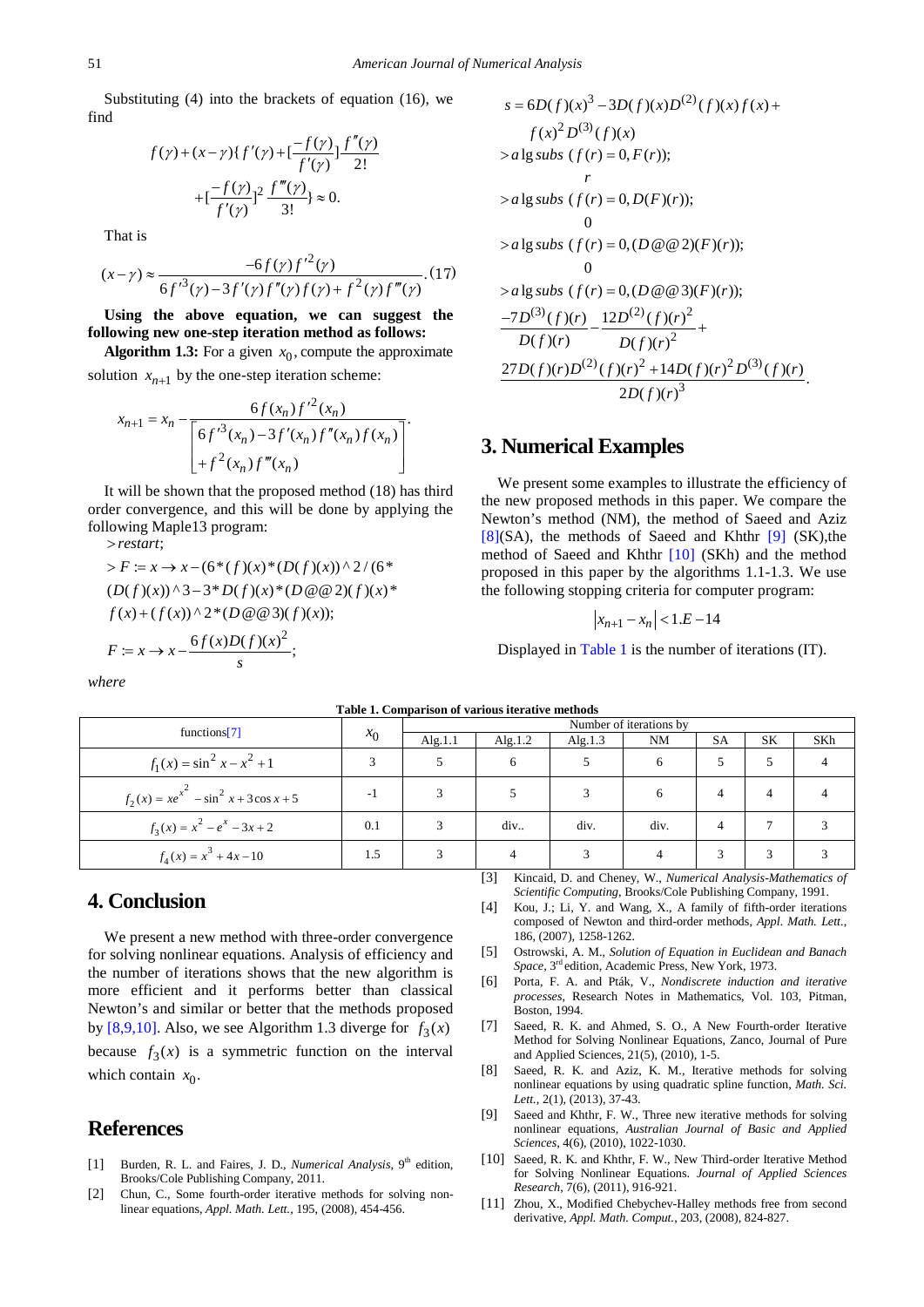Substituting (4) into the brackets of equation (16), we find

$$f(\gamma)+(x-\gamma)\{f'(\gamma)+[\frac{-f(\gamma)}{f'(\gamma)}]\frac{f''(\gamma)}{2!}+[\frac{-f(\gamma)}{f'(\gamma)}]^2\frac{f'''(\gamma)}{3!}\}\approx 0.$$

That is

$$(x-\gamma)\approx\frac{-6f(\gamma)f'^2(\gamma)}{6f'^3(\gamma)-3f'(\gamma)f''(\gamma)f(\gamma)+f^2(\gamma)f'''(\gamma)}. \quad (17)$$

**Using the above equation, we can suggest the following new one-step iteration method as follows:**

**Algorithm 1.3:** For a given $x_0$, compute the approximate solution $x_{n+1}$ by the one-step iteration scheme:

$$x_{n+1}=x_n-\frac{6f(x_n)f'^2(x_n)}{\left[\begin{array}{l}6f'^3(x_n)-3f'(x_n)f''(x_n)f(x_n)\\+f^2(x_n)f'''(x_n)\end{array}\right]}.$$

It will be shown that the proposed method (18) has third order convergence, and this will be done by applying the following Maple13 program:

```
> restart;
> F := x -> x-(6*(f)(x)*(D(f)(x))^2/(6*
(D(f)(x))^3-3*D(f)(x)*(D@@2)(f)(x)*
f(x)+(f(x))^2*(D@@3)(f)(x));
```

$$F:=x\to x-\frac{6f(x)D(f)(x)^2}{s};$$

*where*

$$s=6D(f)(x)^3-3D(f)(x)D^{(2)}(f)(x)f(x)+f(x)^2D^{(3)}(f)(x)$$

```
> algsubs (f(r) = 0, F(r));
```

$$r$$

```
> algsubs (f(r) = 0, D(F)(r));
```

$$0$$

```
> algsubs (f(r) = 0, (D@@2)(F)(r));
```

$$0$$

```
> algsubs (f(r) = 0, (D@@3)(F)(r));
```

$$\frac{-7D^{(3)}(f)(r)}{D(f)(r)}-\frac{12D^{(2)}(f)(r)^2}{D(f)(r)^2}+\frac{27D(f)(r)D^{(2)}(f)(r)^2+14D(f)(r)^2D^{(3)}(f)(r)}{2D(f)(r)^3}.$$

## 3. Numerical Examples

We present some examples to illustrate the efficiency of the new proposed methods in this paper. We compare the Newton's method (NM), the method of Saeed and Aziz [8](SA), the methods of Saeed and Khthr [9] (SK),the method of Saeed and Khthr [10] (SKh) and the method proposed in this paper by the algorithms 1.1-1.3. We use the following stopping criteria for computer program:

$$|x_{n+1}-x_n|<1.E-14$$

Displayed in Table 1 is the number of iterations (IT).

**Table 1. Comparison of various iterative methods**

| functions[7] | $x_0$ | Number of iterations by | | | | | | |
|---|---|---|---|---|---|---|---|---|
| | | Alg.1.1 | Alg.1.2 | Alg.1.3 | NM | SA | SK | SKh |
| $f_1(x)=\sin^2 x-x^2+1$ | 3 | 5 | 6 | 5 | 6 | 5 | 5 | 4 |
| $f_2(x)=xe^{x^2}-\sin^2 x+3\cos x+5$ | -1 | 3 | 5 | 3 | 6 | 4 | 4 | 4 |
| $f_3(x)=x^2-e^x-3x+2$ | 0.1 | 3 | div.. | div. | div. | 4 | 7 | 3 |
| $f_4(x)=x^3+4x-10$ | 1.5 | 3 | 4 | 3 | 4 | 3 | 3 | 3 |

## 4. Conclusion

We present a new method with three-order convergence for solving nonlinear equations. Analysis of efficiency and the number of iterations shows that the new algorithm is more efficient and it performs better than classical Newton's method and similar or better that the methods proposed by [8,9,10]. Also, we see Algorithm 1.3 diverge for $f_3(x)$ because $f_3(x)$ is a symmetric function on the interval which contain $x_0$.

## References

[1] Burden, R. L. and Faires, J. D., *Numerical Analysis*, 9th edition, Brooks/Cole Publishing Company, 2011.

[2] Chun, C., Some fourth-order iterative methods for solving non-linear equations, *Appl. Math. Lett.*, 195, (2008), 454-456.

[3] Kincaid, D. and Cheney, W., *Numerical Analysis-Mathematics of Scientific Computing*, Brooks/Cole Publishing Company, 1991.

[4] Kou, J.; Li, Y. and Wang, X., A family of fifth-order iterations composed of Newton and third-order methods, *Appl. Math. Lett.*, 186, (2007), 1258-1262.

[5] Ostrowski, A. M., *Solution of Equation in Euclidean and Banach Space*, 3rd edition, Academic Press, New York, 1973.

[6] Porta, F. A. and Pták, V., *Nondiscrete induction and iterative processes*, Research Notes in Mathematics, Vol. 103, Pitman, Boston, 1994.

[7] Saeed, R. K. and Ahmed, S. O., A New Fourth-order Iterative Method for Solving Nonlinear Equations, Zanco, Journal of Pure and Applied Sciences, 21(5), (2010), 1-5.

[8] Saeed, R. K. and Aziz, K. M., Iterative methods for solving nonlinear equations by using quadratic spline function, *Math. Sci. Lett.*, 2(1), (2013), 37-43.

[9] Saeed and Khthr, F. W., Three new iterative methods for solving nonlinear equations, *Australian Journal of Basic and Applied Sciences*, 4(6), (2010), 1022-1030.

[10] Saeed, R. K. and Khthr, F. W., New Third-order Iterative Method for Solving Nonlinear Equations. *Journal of Applied Sciences Research*, 7(6), (2011), 916-921.

[11] Zhou, X., Modified Chebychev-Halley methods free from second derivative, *Appl. Math. Comput.*, 203, (2008), 824-827.